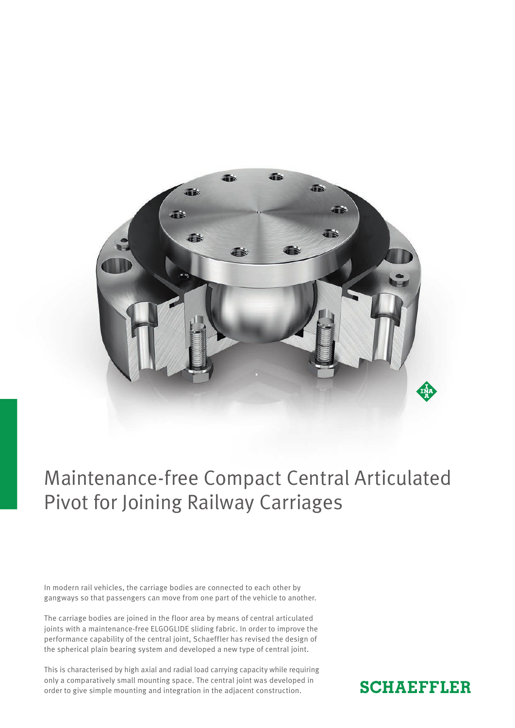# Maintenance-free Compact Central Articulated Pivot for Joining Railway Carriages

In modern rail vehicles, the carriage bodies are connected to each other by gangways so that passengers can move from one part of the vehicle to another.

The carriage bodies are joined in the floor area by means of central articulated joints with a maintenance-free ELGOGLIDE sliding fabric. In order to improve the performance capability of the central joint, Schaeffler has revised the design of the spherical plain bearing system and developed a new type of central joint.

This is characterised by high axial and radial load carrying capacity while requiring only a comparatively small mounting space. The central joint was developed in order to give simple mounting and integration in the adjacent construction.

SCHAEFFLER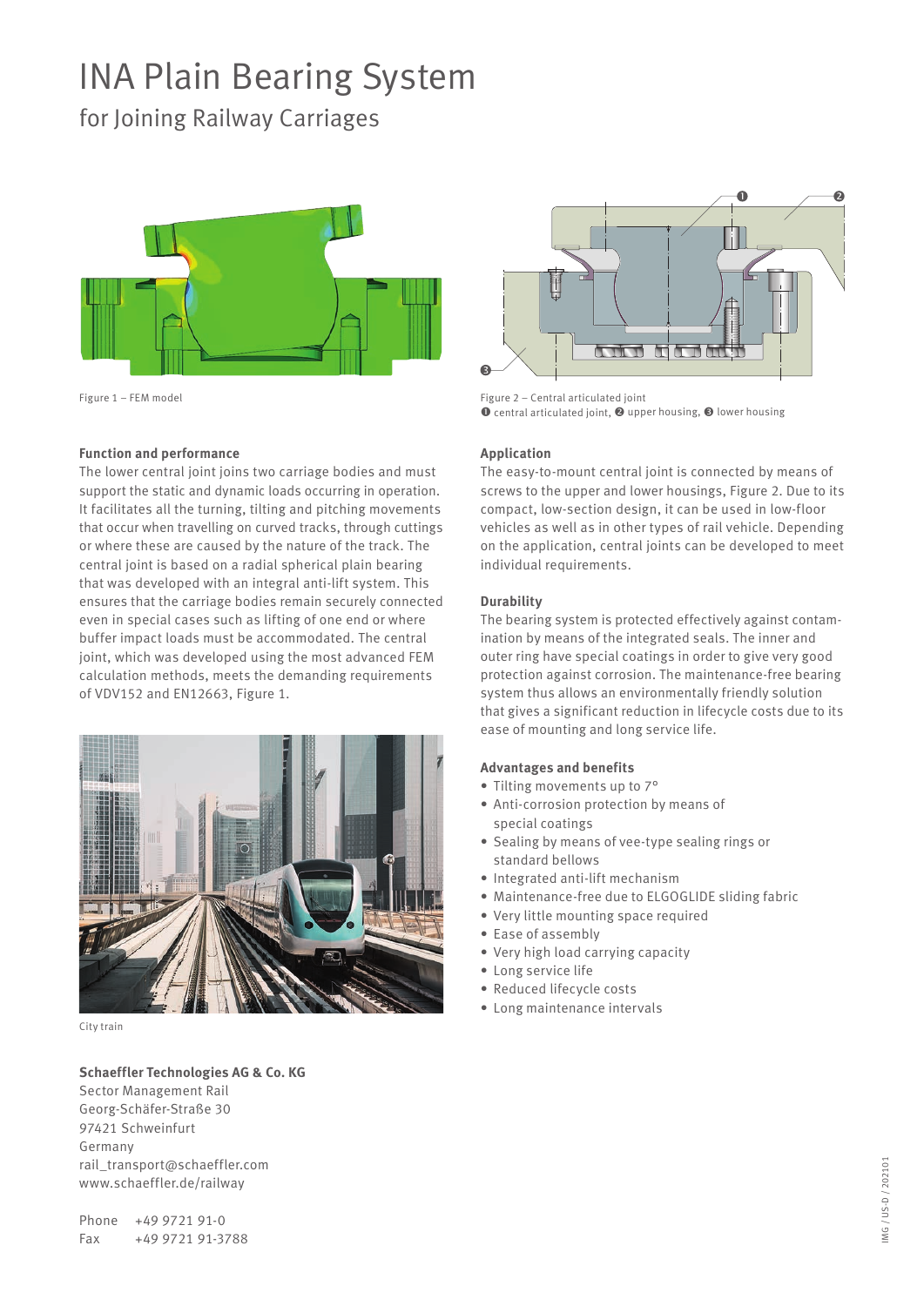# INA Plain Bearing System

## for Joining Railway Carriages

Figure 1 – FEM model

1
2
3

Figure 2 – Central articulated joint
❶ central articulated joint, ❷ upper housing, ❸ lower housing

### Function and performance

The lower central joint joins two carriage bodies and must support the static and dynamic loads occurring in operation. It facilitates all the turning, tilting and pitching movements that occur when travelling on curved tracks, through cuttings or where these are caused by the nature of the track. The central joint is based on a radial spherical plain bearing that was developed with an integral anti-lift system. This ensures that the carriage bodies remain securely connected even in special cases such as lifting of one end or where buffer impact loads must be accommodated. The central joint, which was developed using the most advanced FEM calculation methods, meets the demanding requirements of VDV152 and EN12663, Figure 1.

City train

### Application

The easy-to-mount central joint is connected by means of screws to the upper and lower housings, Figure 2. Due to its compact, low-section design, it can be used in low-floor vehicles as well as in other types of rail vehicle. Depending on the application, central joints can be developed to meet individual requirements.

### Durability

The bearing system is protected effectively against contamination by means of the integrated seals. The inner and outer ring have special coatings in order to give very good protection against corrosion. The maintenance-free bearing system thus allows an environmentally friendly solution that gives a significant reduction in lifecycle costs due to its ease of mounting and long service life.

### Advantages and benefits

- Tilting movements up to 7°
- Anti-corrosion protection by means of special coatings
- Sealing by means of vee-type sealing rings or standard bellows
- Integrated anti-lift mechanism
- Maintenance-free due to ELGOGLIDE sliding fabric
- Very little mounting space required
- Ease of assembly
- Very high load carrying capacity
- Long service life
- Reduced lifecycle costs
- Long maintenance intervals

**Schaeffler Technologies AG & Co. KG**
Sector Management Rail
Georg-Schäfer-Straße 30
97421 Schweinfurt
Germany
rail_transport@schaeffler.com
www.schaeffler.de/railway

Phone +49 9721 91-0
Fax +49 9721 91-3788

IMG / US-D / 202101